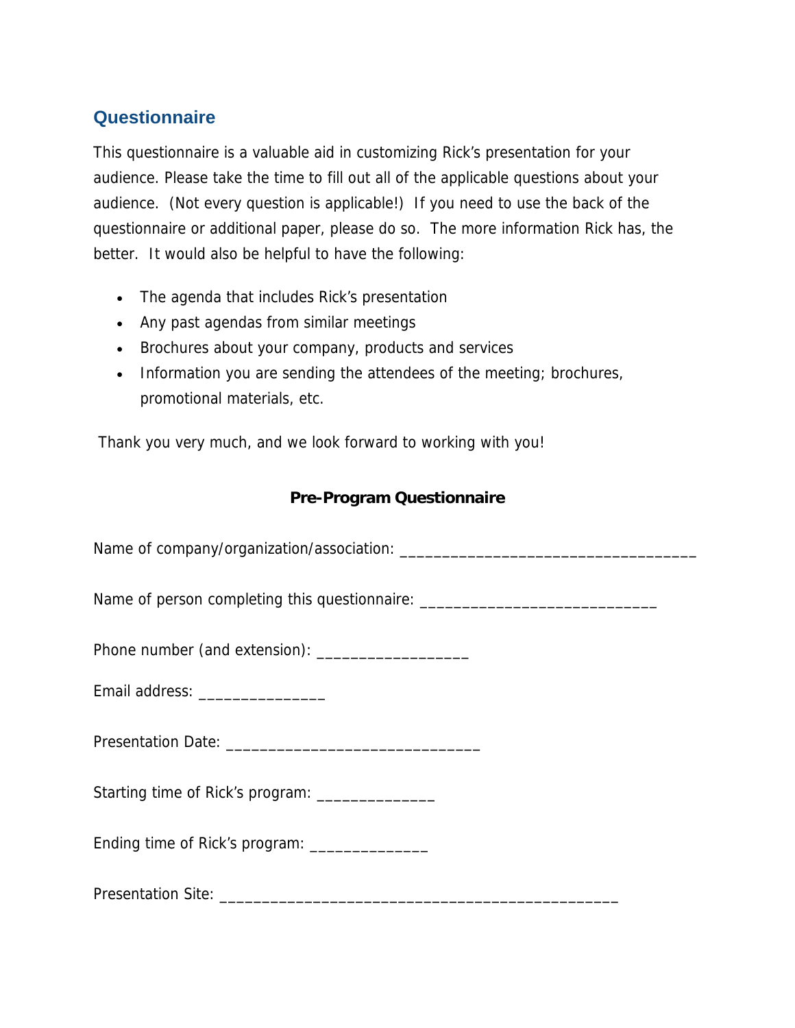## Questionnaire

This questionnaire is a valuable aid in customizing Rick's presentation for your audience. Please take the time to fill out all of the applicable questions about your audience. (Not every question is applicable!) If you need to use the back of the questionnaire or additional paper, please do so. The more information Rick has, the better. It would also be helpful to have the following:

- The agenda that includes Rick's presentation
- Any past agendas from similar meetings
- Brochures about your company, products and services
- Information you are sending the attendees of the meeting; brochures, promotional materials, etc.

Thank you very much, and we look forward to working with you!

**Pre-Program Questionnaire**

Name of company/organization/association: ___________________________________

Name of person completing this questionnaire: ____________________________

Phone number (and extension): __________________

Email address: _______________

Presentation Date: ______________________________

Starting time of Rick's program: ______________

Ending time of Rick's program: ______________

Presentation Site: _______________________________________________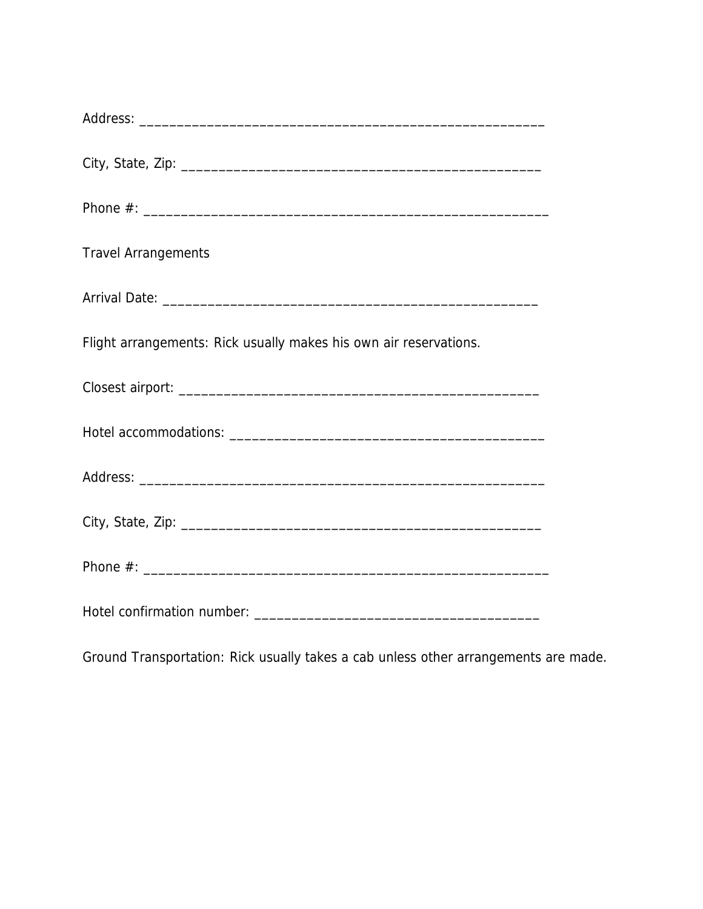Address: _______________________________________________________

City, State, Zip: _________________________________________________

Phone #: _______________________________________________________

Travel Arrangements

Arrival Date: _____________________________________________________

Flight arrangements: Rick usually makes his own air reservations.

Closest airport: __________________________________________________

Hotel accommodations: ____________________________________________

Address: _______________________________________________________

City, State, Zip: _________________________________________________

Phone #: _______________________________________________________

Hotel confirmation number: _____________________________________

Ground Transportation: Rick usually takes a cab unless other arrangements are made.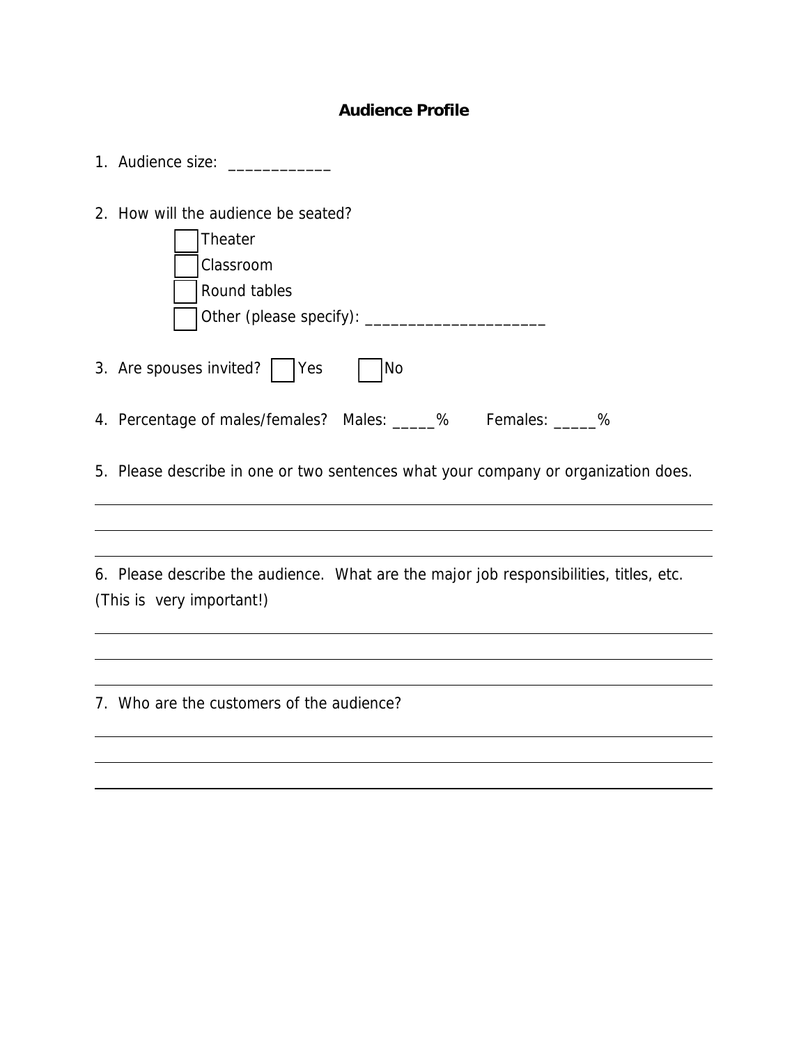# Audience Profile

1. Audience size: ____________

2. How will the audience be seated?
   - ☐ Theater
   - ☐ Classroom
   - ☐ Round tables
   - ☐ Other (please specify): _____________________

3. Are spouses invited? ☐ Yes ☐ No

4. Percentage of males/females? Males: _____% Females: _____%

5. Please describe in one or two sentences what your company or organization does.

_______________________________________________

_______________________________________________

_______________________________________________

6. Please describe the audience. What are the major job responsibilities, titles, etc. (This is very important!)

_______________________________________________

_______________________________________________

_______________________________________________

7. Who are the customers of the audience?

_______________________________________________

_______________________________________________

_______________________________________________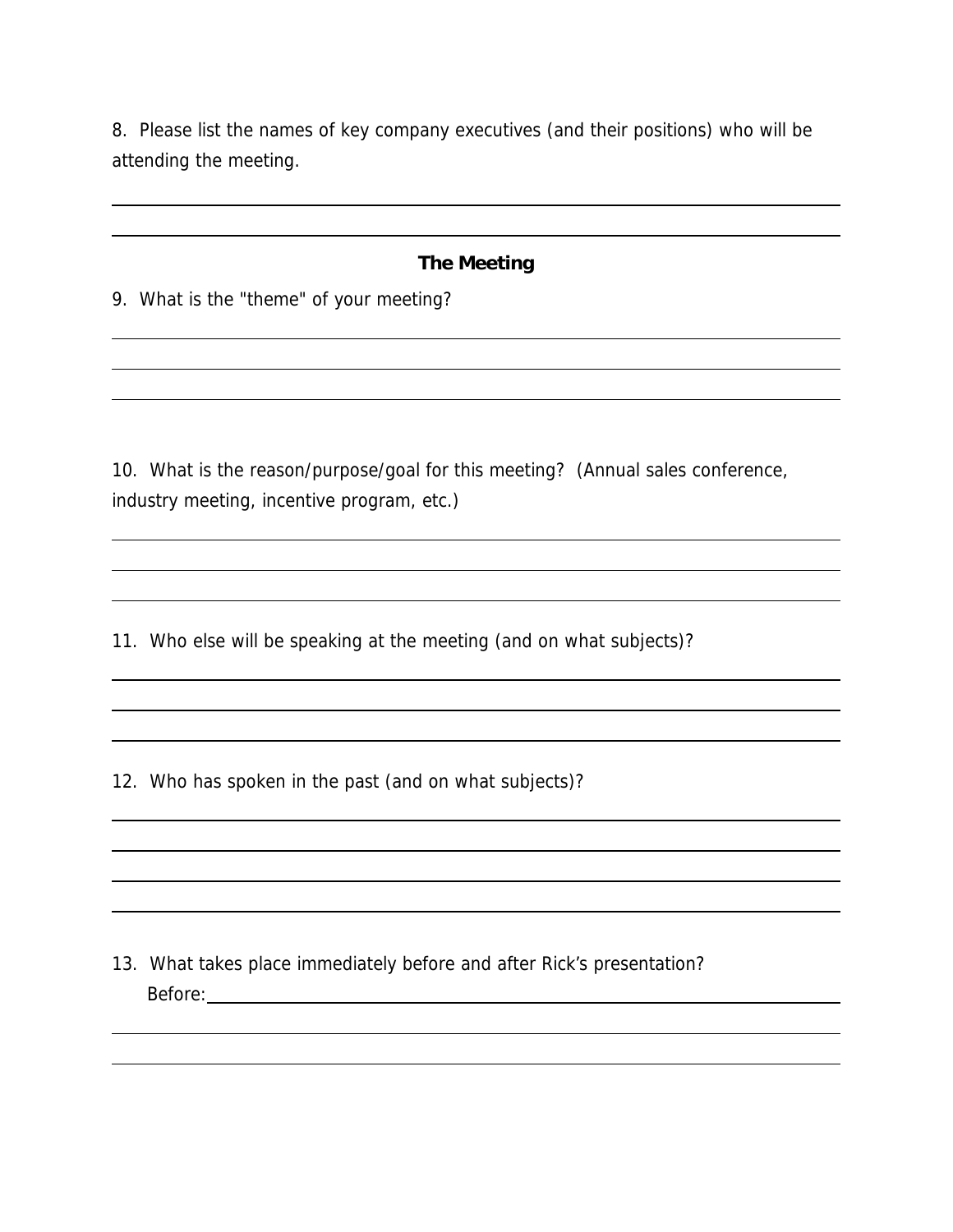8. Please list the names of key company executives (and their positions) who will be attending the meeting.

______________________________________________________________________________

______________________________________________________________________________

## The Meeting

9. What is the "theme" of your meeting?

______________________________________________________________________________

______________________________________________________________________________

______________________________________________________________________________

10. What is the reason/purpose/goal for this meeting? (Annual sales conference, industry meeting, incentive program, etc.)

______________________________________________________________________________

______________________________________________________________________________

______________________________________________________________________________

11. Who else will be speaking at the meeting (and on what subjects)?

______________________________________________________________________________

______________________________________________________________________________

______________________________________________________________________________

12. Who has spoken in the past (and on what subjects)?

______________________________________________________________________________

______________________________________________________________________________

______________________________________________________________________________

______________________________________________________________________________

13. What takes place immediately before and after Rick's presentation?

Before: ________________________________________________________________________

______________________________________________________________________________

______________________________________________________________________________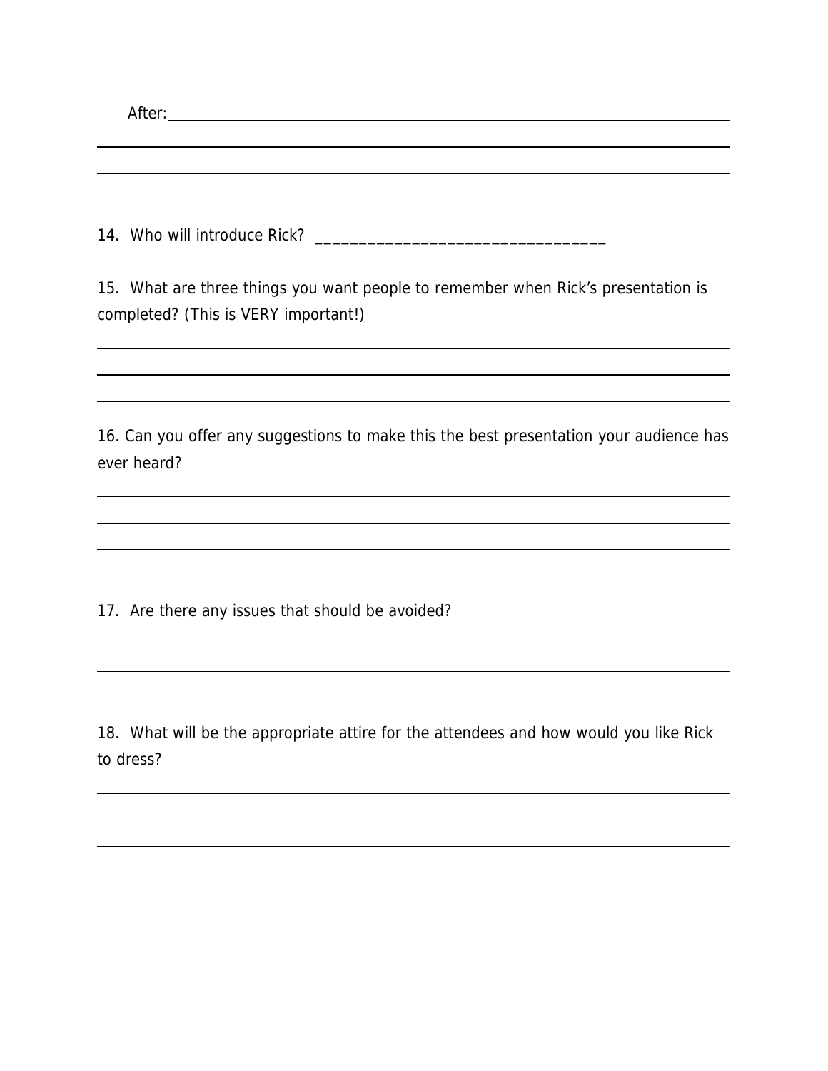After: ______________________________________________________________

______________________________________________________________

______________________________________________________________

14. Who will introduce Rick? _________________________________

15. What are three things you want people to remember when Rick's presentation is completed? (This is VERY important!)

______________________________________________________________

______________________________________________________________

______________________________________________________________

16. Can you offer any suggestions to make this the best presentation your audience has ever heard?

______________________________________________________________

______________________________________________________________

______________________________________________________________

17. Are there any issues that should be avoided?

______________________________________________________________

______________________________________________________________

______________________________________________________________

18. What will be the appropriate attire for the attendees and how would you like Rick to dress?

______________________________________________________________

______________________________________________________________

______________________________________________________________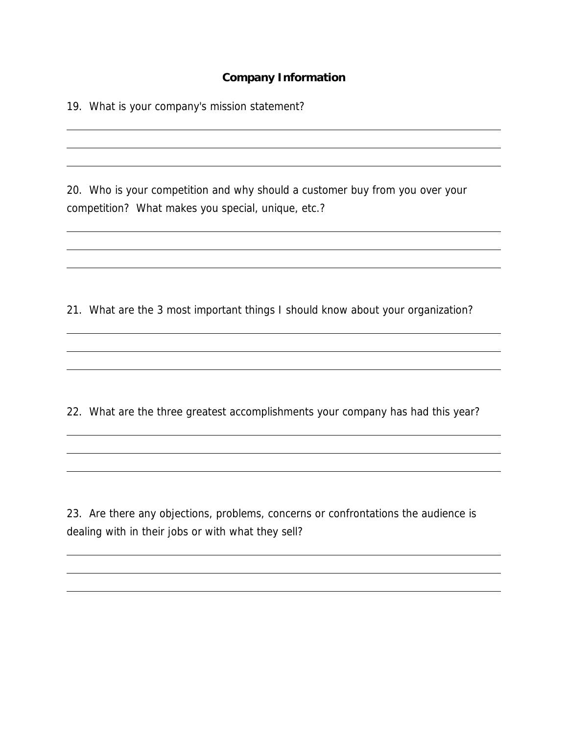## Company Information

19. What is your company's mission statement?

20. Who is your competition and why should a customer buy from you over your competition? What makes you special, unique, etc.?

21. What are the 3 most important things I should know about your organization?

22. What are the three greatest accomplishments your company has had this year?

23. Are there any objections, problems, concerns or confrontations the audience is dealing with in their jobs or with what they sell?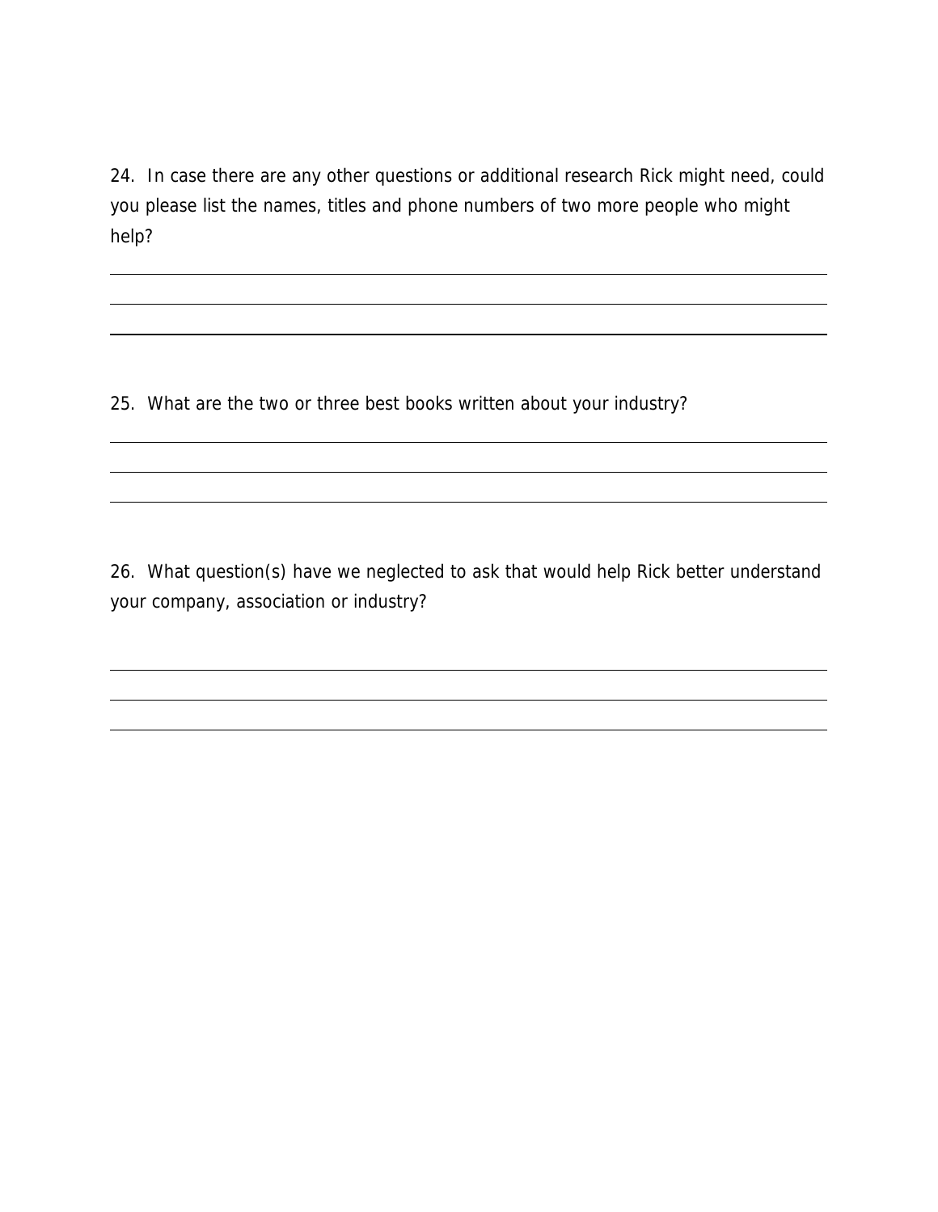24. In case there are any other questions or additional research Rick might need, could you please list the names, titles and phone numbers of two more people who might help?

25. What are the two or three best books written about your industry?

26. What question(s) have we neglected to ask that would help Rick better understand your company, association or industry?